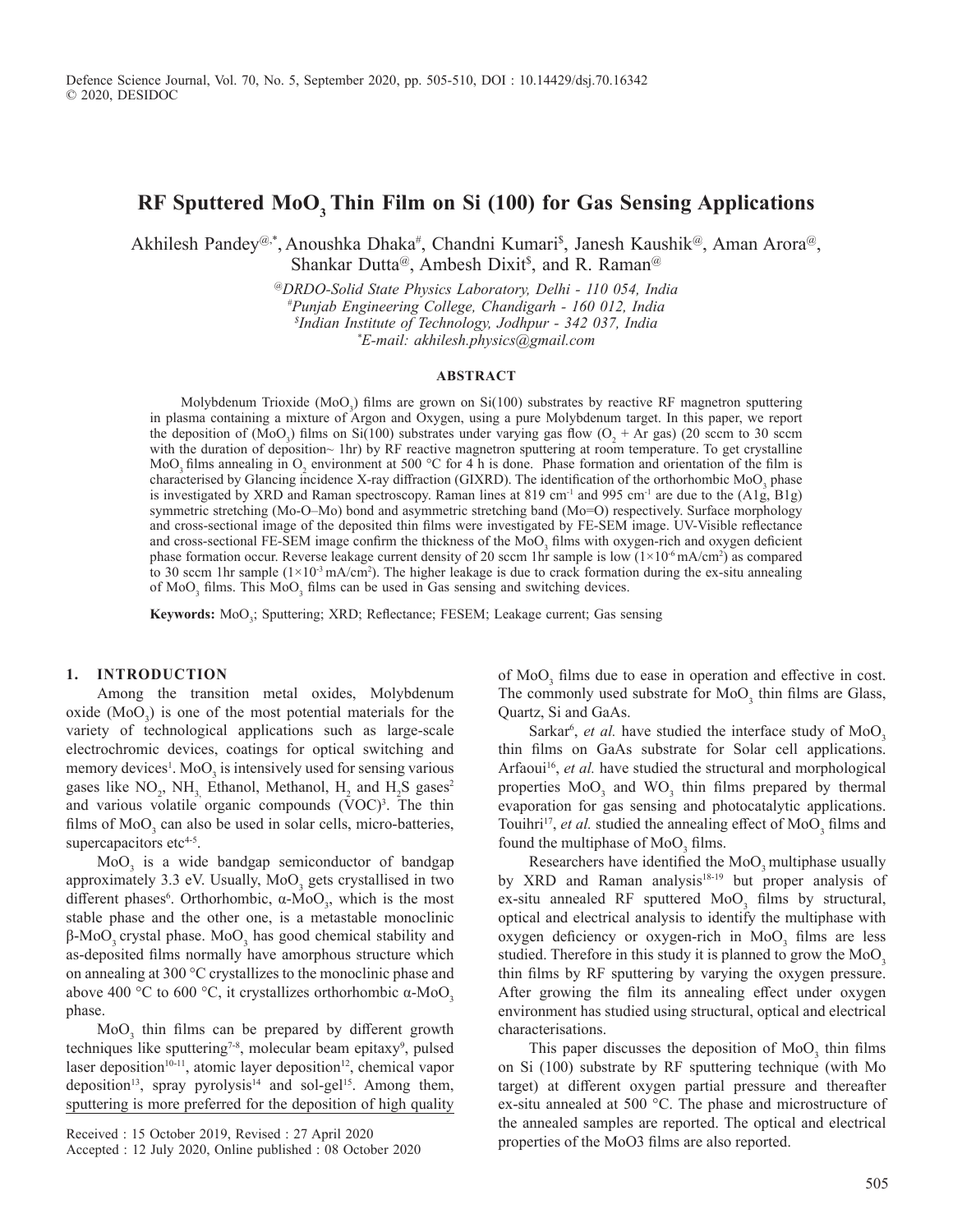# RF Sputtered $MoO_3$ Thin Film on Si (100) for Gas Sensing Applications

Akhilesh Pandey[@,*], Anoushka Dhaka[#], Chandni Kumari[$], Janesh Kaushik[@], Aman Arora[@], Shankar Dutta[@], Ambesh Dixit[$], and R. Raman[@]

[@] *DRDO-Solid State Physics Laboratory, Delhi - 110 054, India*
[#] *Punjab Engineering College, Chandigarh - 160 012, India*
[$] *Indian Institute of Technology, Jodhpur - 342 037, India*
[*] *E-mail: akhilesh.physics@gmail.com*

## ABSTRACT

Molybdenum Trioxide ($MoO_3$) films are grown on Si(100) substrates by reactive RF magnetron sputtering in plasma containing a mixture of Argon and Oxygen, using a pure Molybdenum target. In this paper, we report the deposition of ($MoO_3$) films on Si(100) substrates under varying gas flow ($O_2$ + Ar gas) (20 sccm to 30 sccm with the duration of deposition~ 1hr) by RF reactive magnetron sputtering at room temperature. To get crystalline $MoO_3$ films annealing in $O_2$ environment at 500 °C for 4 h is done. Phase formation and orientation of the film is characterised by Glancing incidence X-ray diffraction (GIXRD). The identification of the orthorhombic $MoO_3$ phase is investigated by XRD and Raman spectroscopy. Raman lines at 819 cm$^{-1}$ and 995 cm$^{-1}$ are due to the (A1g, B1g) symmetric stretching (Mo-O–Mo) bond and asymmetric stretching band (Mo=O) respectively. Surface morphology and cross-sectional image of the deposited thin films were investigated by FE-SEM image. UV-Visible reflectance and cross-sectional FE-SEM image confirm the thickness of the $MoO_3$ films with oxygen-rich and oxygen deficient phase formation occur. Reverse leakage current density of 20 sccm 1hr sample is low ($1\times10^{-6}$ mA/cm$^2$) as compared to 30 sccm 1hr sample ($1\times10^{-3}$ mA/cm$^2$). The higher leakage is due to crack formation during the ex-situ annealing of $MoO_3$ films. This $MoO_3$ films can be used in Gas sensing and switching devices.

**Keywords:** $MoO_3$; Sputtering; XRD; Reflectance; FESEM; Leakage current; Gas sensing

## 1. INTRODUCTION

Among the transition metal oxides, Molybdenum oxide ($MoO_3$) is one of the most potential materials for the variety of technological applications such as large-scale electrochromic devices, coatings for optical switching and memory devices[1]. $MoO_3$ is intensively used for sensing various gases like $NO_2$, $NH_3$, Ethanol, Methanol, $H_2$ and $H_2S$ gases[2] and various volatile organic compounds (VOC)[3]. The thin films of $MoO_3$ can also be used in solar cells, micro-batteries, supercapacitors etc[4-5].

$MoO_3$ is a wide bandgap semiconductor of bandgap approximately 3.3 eV. Usually, $MoO_3$ gets crystallised in two different phases[6]. Orthorhombic, $\alpha$-$MoO_3$, which is the most stable phase and the other one, is a metastable monoclinic $\beta$-$MoO_3$ crystal phase. $MoO_3$ has good chemical stability and as-deposited films normally have amorphous structure which on annealing at 300 °C crystallizes to the monoclinic phase and above 400 °C to 600 °C, it crystallizes orthorhombic $\alpha$-$MoO_3$ phase.

$MoO_3$ thin films can be prepared by different growth techniques like sputtering[7-8], molecular beam epitaxy[9], pulsed laser deposition[10-11], atomic layer deposition[12], chemical vapor deposition[13], spray pyrolysis[14] and sol-gel[15]. Among them, sputtering is more preferred for the deposition of high quality of $MoO_3$ films due to ease in operation and effective in cost. The commonly used substrate for $MoO_3$ thin films are Glass, Quartz, Si and GaAs.

Sarkar[6], *et al.* have studied the interface study of $MoO_3$ thin films on GaAs substrate for Solar cell applications. Arfaoui[16], *et al.* have studied the structural and morphological properties $MoO_3$ and $WO_3$ thin films prepared by thermal evaporation for gas sensing and photocatalytic applications. Touihri[17], *et al.* studied the annealing effect of $MoO_3$ films and found the multiphase of $MoO_3$ films.

Researchers have identified the $MoO_3$ multiphase usually by XRD and Raman analysis[18-19] but proper analysis of ex-situ annealed RF sputtered $MoO_3$ films by structural, optical and electrical analysis to identify the multiphase with oxygen deficiency or oxygen-rich in $MoO_3$ films are less studied. Therefore in this study it is planned to grow the $MoO_3$ thin films by RF sputtering by varying the oxygen pressure. After growing the film its annealing effect under oxygen environment has studied using structural, optical and electrical characterisations.

This paper discusses the deposition of $MoO_3$ thin films on Si (100) substrate by RF sputtering technique (with Mo target) at different oxygen partial pressure and thereafter ex-situ annealed at 500 °C. The phase and microstructure of the annealed samples are reported. The optical and electrical properties of the MoO3 films are also reported.

Received : 15 October 2019, Revised : 27 April 2020
Accepted : 12 July 2020, Online published : 08 October 2020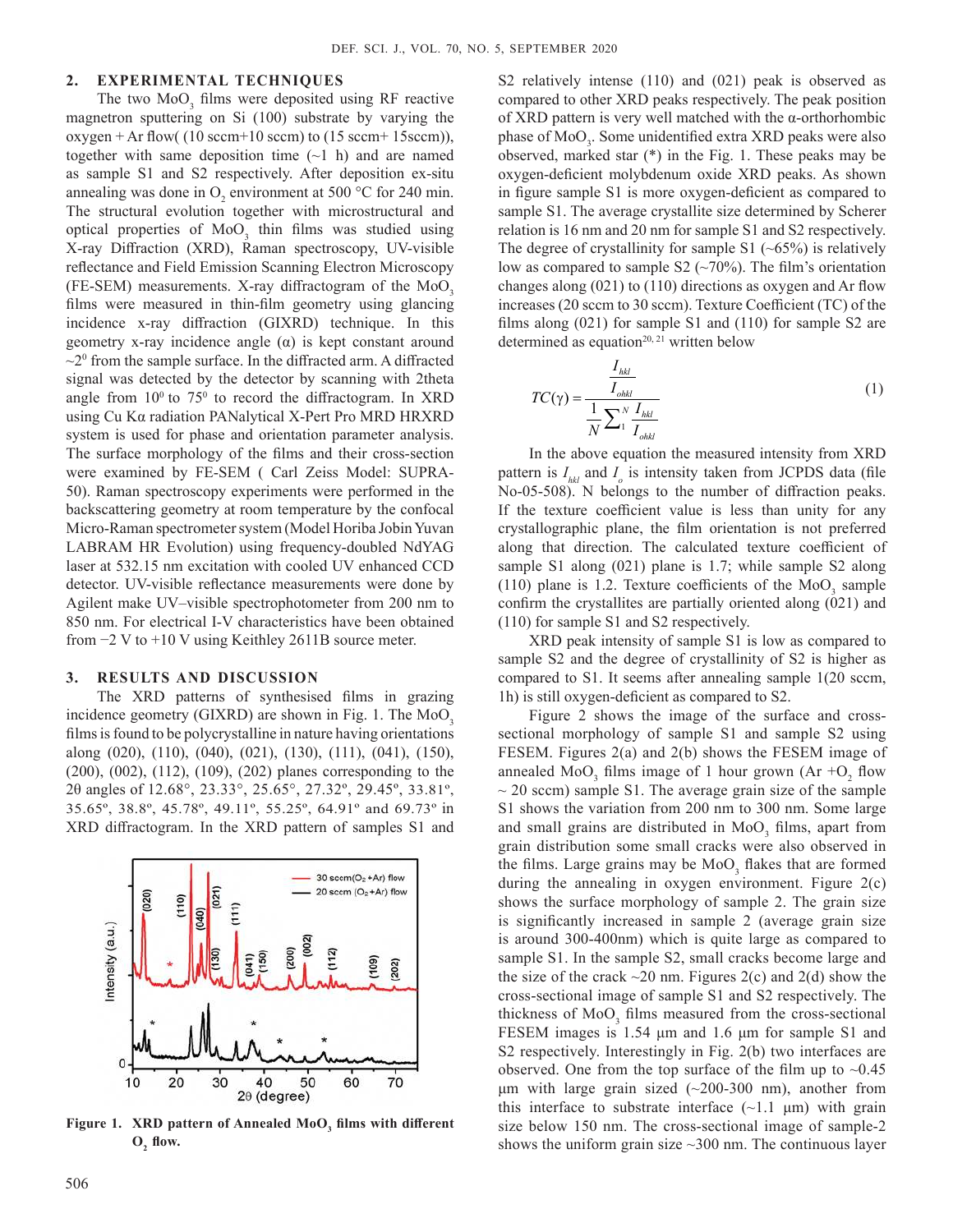## 2. EXPERIMENTAL TECHNIQUES

The two $MoO_3$ films were deposited using RF reactive magnetron sputtering on Si (100) substrate by varying the oxygen + Ar flow( (10 sccm+10 sccm) to (15 sccm+ 15sccm)), together with same deposition time (~1 h) and are named as sample S1 and S2 respectively. After deposition ex-situ annealing was done in $O_2$ environment at 500 °C for 240 min. The structural evolution together with microstructural and optical properties of $MoO_3$ thin films was studied using X-ray Diffraction (XRD), Raman spectroscopy, UV-visible reflectance and Field Emission Scanning Electron Microscopy (FE-SEM) measurements. X-ray diffractogram of the $MoO_3$ films were measured in thin-film geometry using glancing incidence x-ray diffraction (GIXRD) technique. In this geometry x-ray incidence angle (α) is kept constant around ~$2^0$ from the sample surface. In the diffracted arm. A diffracted signal was detected by the detector by scanning with 2theta angle from $10^0$ to $75^0$ to record the diffractogram. In XRD using Cu Kα radiation PANalytical X-Pert Pro MRD HRXRD system is used for phase and orientation parameter analysis. The surface morphology of the films and their cross-section were examined by FE-SEM ( Carl Zeiss Model: SUPRA-50). Raman spectroscopy experiments were performed in the backscattering geometry at room temperature by the confocal Micro-Raman spectrometer system (Model Horiba Jobin Yuvan LABRAM HR Evolution) using frequency-doubled NdYAG laser at 532.15 nm excitation with cooled UV enhanced CCD detector. UV-visible reflectance measurements were done by Agilent make UV–visible spectrophotometer from 200 nm to 850 nm. For electrical I-V characteristics have been obtained from −2 V to +10 V using Keithley 2611B source meter.

## 3. RESULTS AND DISCUSSION

The XRD patterns of synthesised films in grazing incidence geometry (GIXRD) are shown in Fig. 1. The $MoO_3$ films is found to be polycrystalline in nature having orientations along (020), (110), (040), (021), (130), (111), (041), (150), (200), (002), (112), (109), (202) planes corresponding to the 2θ angles of 12.68°, 23.33°, 25.65°, 27.32º, 29.45º, 33.81º, 35.65º, 38.8º, 45.78º, 49.11º, 55.25º, 64.91º and 69.73º in XRD diffractogram. In the XRD pattern of samples S1 and S2 relatively intense (110) and (021) peak is observed as compared to other XRD peaks respectively. The peak position of XRD pattern is very well matched with the α-orthorhombic phase of $MoO_3$. Some unidentified extra XRD peaks were also observed, marked star (*) in the Fig. 1. These peaks may be oxygen-deficient molybdenum oxide XRD peaks. As shown in figure sample S1 is more oxygen-deficient as compared to sample S1. The average crystallite size determined by Scherer relation is 16 nm and 20 nm for sample S1 and S2 respectively. The degree of crystallinity for sample S1 (~65%) is relatively low as compared to sample S2 (~70%). The film's orientation changes along (021) to (110) directions as oxygen and Ar flow increases (20 sccm to 30 sccm). Texture Coefficient (TC) of the films along (021) for sample S1 and (110) for sample S2 are determined as equation[20, 21] written below

$$TC(\gamma) = \frac{\frac{I_{hkl}}{I_{ohkl}}}{\frac{1}{N}\sum_{1}^{N}\frac{I_{hkl}}{I_{ohkl}}} \tag{1}$$

In the above equation the measured intensity from XRD pattern is $I_{hkl}$ and $I_o$ is intensity taken from JCPDS data (file No-05-508). N belongs to the number of diffraction peaks. If the texture coefficient value is less than unity for any crystallographic plane, the film orientation is not preferred along that direction. The calculated texture coefficient of sample S1 along (021) plane is 1.7; while sample S2 along (110) plane is 1.2. Texture coefficients of the $MoO_3$ sample confirm the crystallites are partially oriented along (021) and (110) for sample S1 and S2 respectively.

XRD peak intensity of sample S1 is low as compared to sample S2 and the degree of crystallinity of S2 is higher as compared to S1. It seems after annealing sample 1(20 sccm, 1h) is still oxygen-deficient as compared to S2.

Figure 2 shows the image of the surface and cross-sectional morphology of sample S1 and sample S2 using FESEM. Figures 2(a) and 2(b) shows the FESEM image of annealed $MoO_3$ films image of 1 hour grown (Ar +$O_2$ flow ~ 20 sccm) sample S1. The average grain size of the sample S1 shows the variation from 200 nm to 300 nm. Some large and small grains are distributed in $MoO_3$ films, apart from grain distribution some small cracks were also observed in the films. Large grains may be $MoO_3$ flakes that are formed during the annealing in oxygen environment. Figure 2(c) shows the surface morphology of sample 2. The grain size is significantly increased in sample 2 (average grain size is around 300-400nm) which is quite large as compared to sample S1. In the sample S2, small cracks become large and the size of the crack ~20 nm. Figures 2(c) and 2(d) show the cross-sectional image of sample S1 and S2 respectively. The thickness of $MoO_3$ films measured from the cross-sectional FESEM images is 1.54 µm and 1.6 µm for sample S1 and S2 respectively. Interestingly in Fig. 2(b) two interfaces are observed. One from the top surface of the film up to ~0.45 µm with large grain sized (~200-300 nm), another from this interface to substrate interface (~1.1 µm) with grain size below 150 nm. The cross-sectional image of sample-2 shows the uniform grain size ~300 nm. The continuous layer

**Figure 1. XRD pattern of Annealed $MoO_3$ films with different $O_2$ flow.**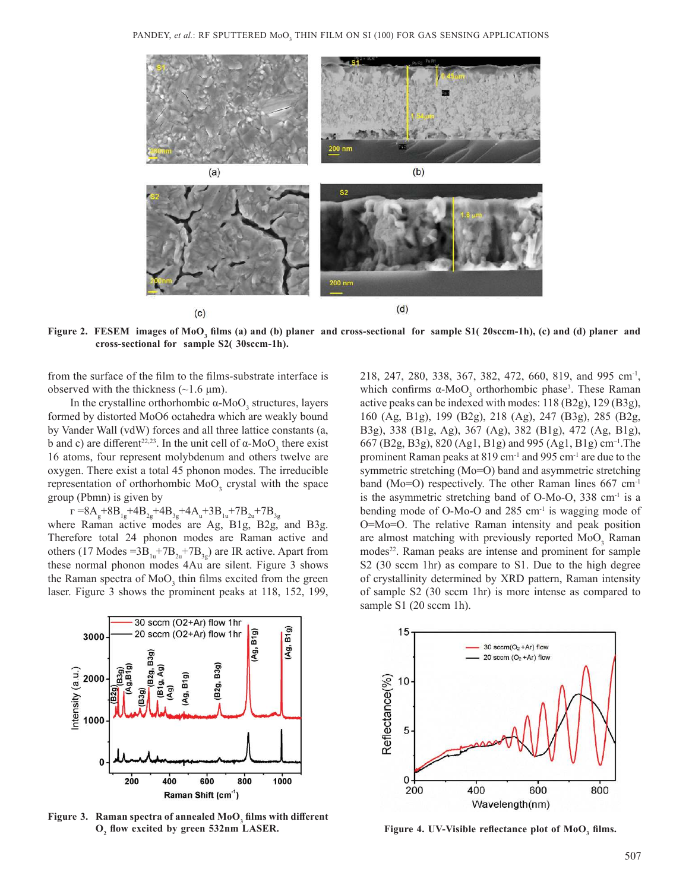Figure 2. FESEM images of $MoO_3$ films (a) and (b) planer and cross-sectional for sample S1( 20sccm-1h), (c) and (d) planer and cross-sectional for sample S2( 30sccm-1h).

from the surface of the film to the films-substrate interface is observed with the thickness (~1.6 µm).

In the crystalline orthorhombic α-$MoO_3$ structures, layers formed by distorted MoO6 octahedra which are weakly bound by Vander Wall (vdW) forces and all three lattice constants (a, b and c) are different[22,23]. In the unit cell of α-$MoO_3$ there exist 16 atoms, four represent molybdenum and others twelve are oxygen. There exist a total 45 phonon modes. The irreducible representation of orthorhombic $MoO_3$ crystal with the space group (Pbmn) is given by

$$\Gamma = 8A_g + 8B_{1g} + 4B_{2g} + 4B_{3g} + 4A_u + 3B_{1u} + 7B_{2u} + 7B_{3g}$$

where Raman active modes are Ag, B1g, B2g, and B3g. Therefore total 24 phonon modes are Raman active and others (17 Modes $=3B_{1u}+7B_{2u}+7B_{3g}$) are IR active. Apart from these normal phonon modes 4Au are silent. Figure 3 shows the Raman spectra of $MoO_3$ thin films excited from the green laser. Figure 3 shows the prominent peaks at 118, 152, 199, 218, 247, 280, 338, 367, 382, 472, 660, 819, and 995 $cm^{-1}$, which confirms α-$MoO_3$ orthorhombic phase[3]. These Raman active peaks can be indexed with modes: 118 (B2g), 129 (B3g), 160 (Ag, B1g), 199 (B2g), 218 (Ag), 247 (B3g), 285 (B2g, B3g), 338 (B1g, Ag), 367 (Ag), 382 (B1g), 472 (Ag, B1g), 667 (B2g, B3g), 820 (Ag1, B1g) and 995 (Ag1, B1g) $cm^{-1}$.The prominent Raman peaks at 819 $cm^{-1}$ and 995 $cm^{-1}$ are due to the symmetric stretching (Mo=O) band and asymmetric stretching band (Mo=O) respectively. The other Raman lines 667 $cm^{-1}$ is the asymmetric stretching band of O-Mo-O, 338 $cm^{-1}$ is a bending mode of O-Mo-O and 285 $cm^{-1}$ is wagging mode of O=Mo=O. The relative Raman intensity and peak position are almost matching with previously reported $MoO_3$ Raman modes[22]. Raman peaks are intense and prominent for sample S2 (30 sccm 1hr) as compare to S1. Due to the high degree of crystallinity determined by XRD pattern, Raman intensity of sample S2 (30 sccm 1hr) is more intense as compared to sample S1 (20 sccm 1h).

Figure 3. Raman spectra of annealed $MoO_3$ films with different $O_2$ flow excited by green 532nm LASER.

Figure 4. UV-Visible reflectance plot of $MoO_3$ films.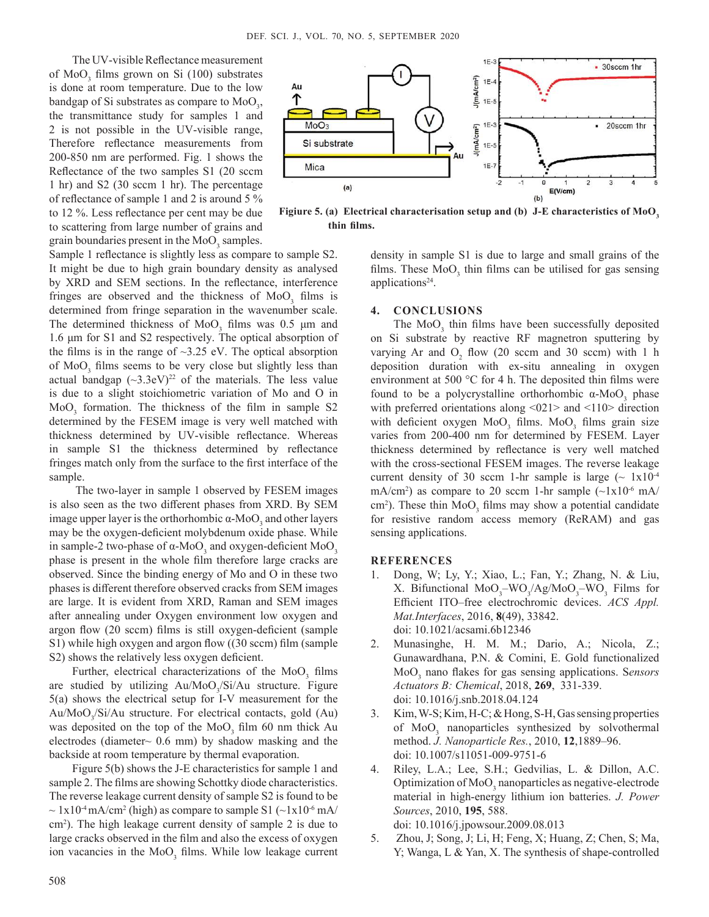The UV-visible Reflectance measurement of $MoO_3$ films grown on Si (100) substrates is done at room temperature. Due to the low bandgap of Si substrates as compare to $MoO_3$, the transmittance study for samples 1 and 2 is not possible in the UV-visible range, Therefore reflectance measurements from 200-850 nm are performed. Fig. 1 shows the Reflectance of the two samples S1 (20 sccm 1 hr) and S2 (30 sccm 1 hr). The percentage of reflectance of sample 1 and 2 is around 5 % to 12 %. Less reflectance per cent may be due to scattering from large number of grains and grain boundaries present in the $MoO_3$ samples. Sample 1 reflectance is slightly less as compare to sample S2. It might be due to high grain boundary density as analysed by XRD and SEM sections. In the reflectance, interference fringes are observed and the thickness of $MoO_3$ films is determined from fringe separation in the wavenumber scale. The determined thickness of $MoO_3$ films was 0.5 µm and 1.6 µm for S1 and S2 respectively. The optical absorption of the films is in the range of ~3.25 eV. The optical absorption of $MoO_3$ films seems to very close but slightly less than actual bandgap (~3.3eV)[22] of the materials. The less value is due to a slight stoichiometric variation of Mo and O in $MoO_3$ formation. The thickness of the film in sample S2 determined by the FESEM image is very well matched with thickness determined by UV-visible reflectance. Whereas in sample S1 the thickness determined by reflectance fringes match only from the surface to the first interface of the sample.

The two-layer in sample 1 observed by FESEM images is also seen as the two different phases from XRD. By SEM image upper layer is the orthorhombic $\alpha$-$MoO_3$ and other layers may be the oxygen-deficient molybdenum oxide phase. While in sample-2 two-phase of $\alpha$-$MoO_3$ and oxygen-deficient $MoO_3$ phase is present in the whole film therefore large cracks are observed. Since the binding energy of Mo and O in these two phases is different therefore observed cracks from SEM images are large. It is evident from XRD, Raman and SEM images after annealing under Oxygen environment low oxygen and argon flow (20 sccm) films is still oxygen-deficient (sample S1) while high oxygen and argon flow ((30 sccm) film (sample S2) shows the relatively less oxygen deficient.

Further, electrical characterizations of the $MoO_3$ films are studied by utilizing Au/$MoO_3$/Si/Au structure. Figure 5(a) shows the electrical setup for I-V measurement for the Au/$MoO_3$/Si/Au structure. For electrical contacts, gold (Au) was deposited on the top of the $MoO_3$ film 60 nm thick Au electrodes (diameter~ 0.6 mm) by shadow masking and the backside at room temperature by thermal evaporation.

Figure 5(b) shows the J-E characteristics for sample 1 and sample 2. The films are showing Schottky diode characteristics. The reverse leakage current density of sample S2 is found to be ~ $1\times10^{-4}$ mA/cm$^2$ (high) as compare to sample S1 (~$1\times10^{-6}$ mA/cm$^2$). The high leakage current density of sample 2 is due to large cracks observed in the film and also the excess of oxygen ion vacancies in the $MoO_3$ films. While low leakage current density in sample S1 is due to large and small grains of the films. These $MoO_3$ thin films can be utilised for gas sensing applications[24].

**Figiure 5. (a) Electrical characterisation setup and (b) J-E characteristics of $MoO_3$ thin films.**

## 4. CONCLUSIONS

The $MoO_3$ thin films have been successfully deposited on Si substrate by reactive RF magnetron sputtering by varying Ar and $O_2$ flow (20 sccm and 30 sccm) with 1 h deposition duration with ex-situ annealing in oxygen environment at 500 °C for 4 h. The deposited thin films were found to be a polycrystalline orthorhombic $\alpha$-$MoO_3$ phase with preferred orientations along <021> and <110> direction with deficient oxygen $MoO_3$ films. $MoO_3$ films grain size varies from 200-400 nm for determined by FESEM. Layer thickness determined by reflectance is very well matched with the cross-sectional FESEM images. The reverse leakage current density of 30 sccm 1-hr sample is large (~ $1\times10^{-4}$ mA/cm$^2$) as compare to 20 sccm 1-hr sample (~$1\times10^{-6}$ mA/cm$^2$). These thin $MoO_3$ films may show a potential candidate for resistive random access memory (ReRAM) and gas sensing applications.

## REFERENCES

1. Dong, W; Ly, Y.; Xiao, L.; Fan, Y.; Zhang, N. & Liu, X. Bifunctional $MoO_3$–$WO_3$/Ag/$MoO_3$–$WO_3$ Films for Efficient ITO–free electrochromic devices. *ACS Appl. Mat.Interfaces*, 2016, **8**(49), 33842. doi: 10.1021/acsami.6b12346
2. Munasinghe, H. M. M.; Dario, A.; Nicola, Z.; Gunawardhana, P.N. & Comini, E. Gold functionalized $MoO_3$ nano flakes for gas sensing applications. *Sensors Actuators B: Chemical*, 2018, **269**, 331-339. doi: 10.1016/j.snb.2018.04.124
3. Kim, W-S; Kim, H-C; & Hong, S-H, Gas sensing properties of $MoO_3$ nanoparticles synthesized by solvothermal method. *J. Nanoparticle Res.*, 2010, **12**,1889–96. doi: 10.1007/s11051-009-9751-6
4. Riley, L.A.; Lee, S.H.; Gedvilias, L. & Dillon, A.C. Optimization of $MoO_3$ nanoparticles as negative-electrode material in high-energy lithium ion batteries. *J. Power Sources*, 2010, **195**, 588. doi: 10.1016/j.jpowsour.2009.08.013
5. Zhou, J; Song, J; Li, H; Feng, X; Huang, Z; Chen, S; Ma, Y; Wanga, L & Yan, X. The synthesis of shape-controlled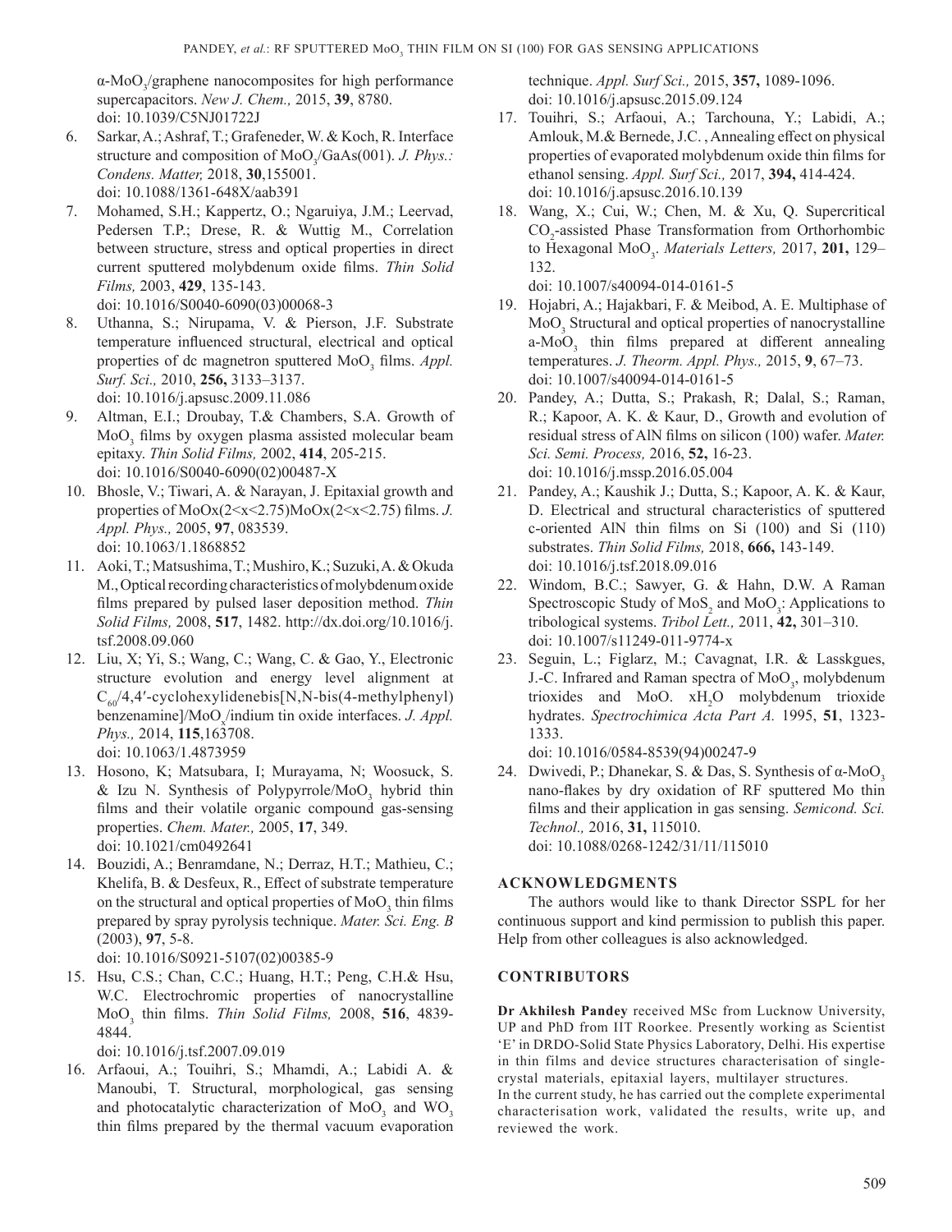$\alpha$-$MoO_3$/graphene nanocomposites for high performance supercapacitors. *New J. Chem.,* 2015, **39**, 8780. doi: 10.1039/C5NJ01722J

6. Sarkar, A.; Ashraf, T.; Grafeneder, W. & Koch, R. Interface structure and composition of $MoO_3$/GaAs(001). *J. Phys.: Condens. Matter,* 2018, **30**,155001. doi: 10.1088/1361-648X/aab391
7. Mohamed, S.H.; Kappertz, O.; Ngaruiya, J.M.; Leervad, Pedersen T.P.; Drese, R. & Wuttig M., Correlation between structure, stress and optical properties in direct current sputtered molybdenum oxide films. *Thin Solid Films,* 2003, **429**, 135-143. doi: 10.1016/S0040-6090(03)00068-3
8. Uthanna, S.; Nirupama, V. & Pierson, J.F. Substrate temperature influenced structural, electrical and optical properties of dc magnetron sputtered $MoO_3$ films. *Appl. Surf. Sci.,* 2010, **256,** 3133–3137. doi: 10.1016/j.apsusc.2009.11.086
9. Altman, E.I.; Droubay, T.& Chambers, S.A. Growth of $MoO_3$ films by oxygen plasma assisted molecular beam epitaxy. *Thin Solid Films,* 2002, **414**, 205-215. doi: 10.1016/S0040-6090(02)00487-X
10. Bhosle, V.; Tiwari, A. & Narayan, J. Epitaxial growth and properties of MoOx(2<x<2.75)MoOx(2<x<2.75) films. *J. Appl. Phys.,* 2005, **97**, 083539. doi: 10.1063/1.1868852
11. Aoki, T.; Matsushima, T.; Mushiro, K.; Suzuki, A. & Okuda M., Optical recording characteristics of molybdenum oxide films prepared by pulsed laser deposition method. *Thin Solid Films,* 2008, **517**, 1482. http://dx.doi.org/10.1016/j.tsf.2008.09.060
12. Liu, X; Yi, S.; Wang, C.; Wang, C. & Gao, Y., Electronic structure evolution and energy level alignment at $C_{60}$/4,4′-cyclohexylidenebis[N,N-bis(4-methylphenyl) benzenamine]/$MoO_x$/indium tin oxide interfaces. *J. Appl. Phys.,* 2014, **115**,163708. doi: 10.1063/1.4873959
13. Hosono, K; Matsubara, I; Murayama, N; Woosuck, S. & Izu N. Synthesis of Polypyrrole/$MoO_3$ hybrid thin films and their volatile organic compound gas-sensing properties. *Chem. Mater.,* 2005, **17**, 349. doi: 10.1021/cm0492641
14. Bouzidi, A.; Benramdane, N.; Derraz, H.T.; Mathieu, C.; Khelifa, B. & Desfeux, R., Effect of substrate temperature on the structural and optical properties of $MoO_3$ thin films prepared by spray pyrolysis technique. *Mater. Sci. Eng. B* (2003), **97**, 5-8. doi: 10.1016/S0921-5107(02)00385-9
15. Hsu, C.S.; Chan, C.C.; Huang, H.T.; Peng, C.H.& Hsu, W.C. Electrochromic properties of nanocrystalline $MoO_3$ thin films. *Thin Solid Films,* 2008, **516**, 4839-4844. doi: 10.1016/j.tsf.2007.09.019
16. Arfaoui, A.; Touihri, S.; Mhamdi, A.; Labidi A. & Manoubi, T. Structural, morphological, gas sensing and photocatalytic characterization of $MoO_3$ and $WO_3$ thin films prepared by the thermal vacuum evaporation technique. *Appl. Surf Sci.,* 2015, **357,** 1089-1096. doi: 10.1016/j.apsusc.2015.09.124
17. Touihri, S.; Arfaoui, A.; Tarchouna, Y.; Labidi, A.; Amlouk, M.& Bernede, J.C. , Annealing effect on physical properties of evaporated molybdenum oxide thin films for ethanol sensing. *Appl. Surf Sci.,* 2017, **394,** 414-424. doi: 10.1016/j.apsusc.2016.10.139
18. Wang, X.; Cui, W.; Chen, M. & Xu, Q. Supercritical $CO_2$-assisted Phase Transformation from Orthorhombic to Hexagonal $MoO_3$. *Materials Letters,* 2017, **201,** 129–132. doi: 10.1007/s40094-014-0161-5
19. Hojabri, A.; Hajakbari, F. & Meibod, A. E. Multiphase of $MoO_3$ Structural and optical properties of nanocrystalline a-$MoO_3$ thin films prepared at different annealing temperatures. *J. Theorm. Appl. Phys.,* 2015, **9**, 67–73. doi: 10.1007/s40094-014-0161-5
20. Pandey, A.; Dutta, S.; Prakash, R; Dalal, S.; Raman, R.; Kapoor, A. K. & Kaur, D., Growth and evolution of residual stress of AlN films on silicon (100) wafer. *Mater. Sci. Semi. Process,* 2016, **52,** 16-23. doi: 10.1016/j.mssp.2016.05.004
21. Pandey, A.; Kaushik J.; Dutta, S.; Kapoor, A. K. & Kaur, D. Electrical and structural characteristics of sputtered c-oriented AlN thin films on Si (100) and Si (110) substrates. *Thin Solid Films,* 2018, **666,** 143-149. doi: 10.1016/j.tsf.2018.09.016
22. Windom, B.C.; Sawyer, G. & Hahn, D.W. A Raman Spectroscopic Study of $MoS_2$ and $MoO_3$: Applications to tribological systems. *Tribol Lett.,* 2011, **42,** 301–310. doi: 10.1007/s11249-011-9774-x
23. Seguin, L.; Figlarz, M.; Cavagnat, I.R. & Lasskgues, J.-C. Infrared and Raman spectra of $MoO_3$, molybdenum trioxides and MoO. x$H_2O$ molybdenum trioxide hydrates. *Spectrochimica Acta Part A.* 1995, **51**, 1323-1333. doi: 10.1016/0584-8539(94)00247-9
24. Dwivedi, P.; Dhanekar, S. & Das, S. Synthesis of $\alpha$-$MoO_3$ nano-flakes by dry oxidation of RF sputtered Mo thin films and their application in gas sensing. *Semicond. Sci. Technol.,* 2016, **31,** 115010. doi: 10.1088/0268-1242/31/11/115010

## ACKNOWLEDGMENTS

The authors would like to thank Director SSPL for her continuous support and kind permission to publish this paper. Help from other colleagues is also acknowledged.

## CONTRIBUTORS

**Dr Akhilesh Pandey** received MSc from Lucknow University, UP and PhD from IIT Roorkee. Presently working as Scientist 'E' in DRDO-Solid State Physics Laboratory, Delhi. His expertise in thin films and device structures characterisation of single-crystal materials, epitaxial layers, multilayer structures.
In the current study, he has carried out the complete experimental characterisation work, validated the results, write up, and reviewed the work.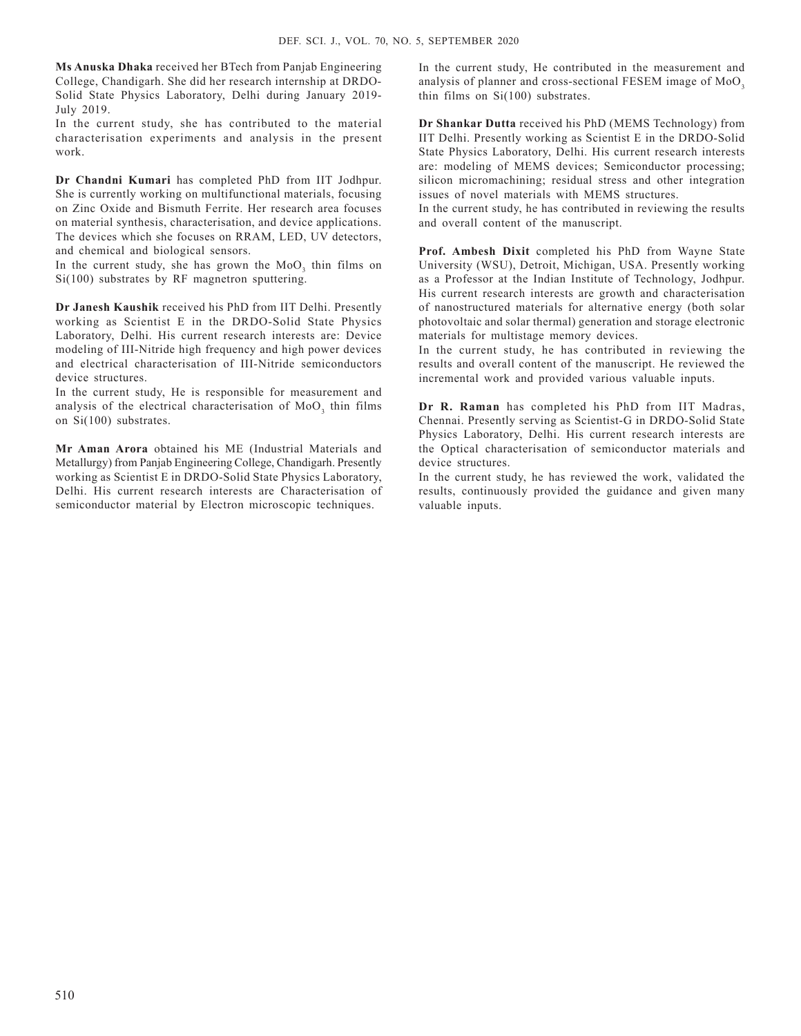**Ms Anuska Dhaka** received her BTech from Panjab Engineering College, Chandigarh. She did her research internship at DRDO-Solid State Physics Laboratory, Delhi during January 2019-July 2019.
In the current study, she has contributed to the material characterisation experiments and analysis in the present work.

**Dr Chandni Kumari** has completed PhD from IIT Jodhpur. She is currently working on multifunctional materials, focusing on Zinc Oxide and Bismuth Ferrite. Her research area focuses on material synthesis, characterisation, and device applications. The devices which she focuses on RRAM, LED, UV detectors, and chemical and biological sensors.
In the current study, she has grown the $MoO_3$ thin films on Si(100) substrates by RF magnetron sputtering.

**Dr Janesh Kaushik** received his PhD from IIT Delhi. Presently working as Scientist E in the DRDO-Solid State Physics Laboratory, Delhi. His current research interests are: Device modeling of III-Nitride high frequency and high power devices and electrical characterisation of III-Nitride semiconductors device structures.
In the current study, He is responsible for measurement and analysis of the electrical characterisation of $MoO_3$ thin films on Si(100) substrates.

**Mr Aman Arora** obtained his ME (Industrial Materials and Metallurgy) from Panjab Engineering College, Chandigarh. Presently working as Scientist E in DRDO-Solid State Physics Laboratory, Delhi. His current research interests are Characterisation of semiconductor material by Electron microscopic techniques.
In the current study, He contributed in the measurement and analysis of planner and cross-sectional FESEM image of $MoO_3$ thin films on Si(100) substrates.

**Dr Shankar Dutta** received his PhD (MEMS Technology) from IIT Delhi. Presently working as Scientist E in the DRDO-Solid State Physics Laboratory, Delhi. His current research interests are: modeling of MEMS devices; Semiconductor processing; silicon micromachining; residual stress and other integration issues of novel materials with MEMS structures.
In the current study, he has contributed in reviewing the results and overall content of the manuscript.

**Prof. Ambesh Dixit** completed his PhD from Wayne State University (WSU), Detroit, Michigan, USA. Presently working as a Professor at the Indian Institute of Technology, Jodhpur. His current research interests are growth and characterisation of nanostructured materials for alternative energy (both solar photovoltaic and solar thermal) generation and storage electronic materials for multistage memory devices.
In the current study, he has contributed in reviewing the results and overall content of the manuscript. He reviewed the incremental work and provided various valuable inputs.

**Dr R. Raman** has completed his PhD from IIT Madras, Chennai. Presently serving as Scientist-G in DRDO-Solid State Physics Laboratory, Delhi. His current research interests are the Optical characterisation of semiconductor materials and device structures.
In the current study, he has reviewed the work, validated the results, continuously provided the guidance and given many valuable inputs.